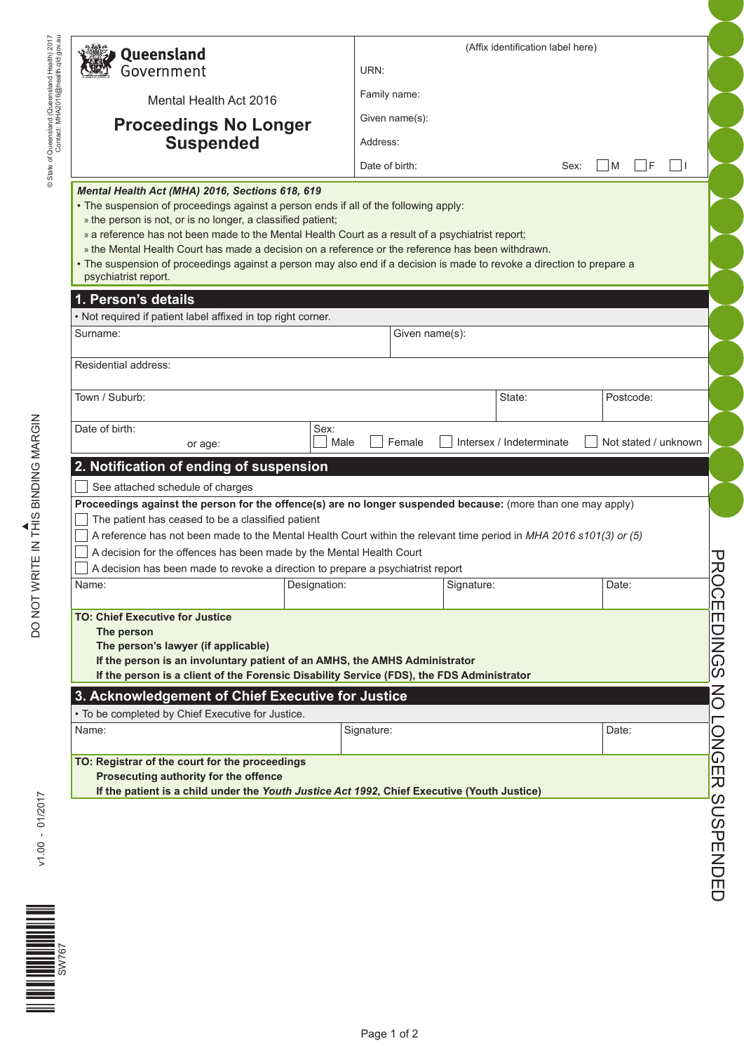Queensland Government

Mental Health Act 2016

# Proceedings No Longer Suspended

(Affix identification label here)

URN:

Family name:

Given name(s):

Address:

Date of birth: Sex: ☐ M ☐ F ☐ I

***Mental Health Act (MHA) 2016, Sections 618, 619***

- The suspension of proceedings against a person ends if all of the following apply:
  - the person is not, or is no longer, a classified patient;
  - a reference has not been made to the Mental Health Court as a result of a psychiatrist report;
  - the Mental Health Court has made a decision on a reference or the reference has been withdrawn.
- The suspension of proceedings against a person may also end if a decision is made to revoke a direction to prepare a psychiatrist report.

## 1. Person's details

- Not required if patient label affixed in top right corner.

| Surname: | Given name(s): | | |
|---|---|---|---|
| Residential address: | | | |
| Town / Suburb: | | State: | Postcode: |
| Date of birth: or age: | Sex: ☐ Male ☐ Female ☐ Intersex / Indeterminate ☐ Not stated / unknown | | |

## 2. Notification of ending of suspension

☐ See attached schedule of charges

**Proceedings against the person for the offence(s) are no longer suspended because:** (more than one may apply)

☐ The patient has ceased to be a classified patient

☐ A reference has not been made to the Mental Health Court within the relevant time period in *MHA 2016 s101(3) or (5)*

☐ A decision for the offences has been made by the Mental Health Court

☐ A decision has been made to revoke a direction to prepare a psychiatrist report

| Name: | Designation: | Signature: | Date: |
|---|---|---|---|
| | | | |

**TO: Chief Executive for Justice**
**The person**
**The person's lawyer (if applicable)**
**If the person is an involuntary patient of an AMHS, the AMHS Administrator**
**If the person is a client of the Forensic Disability Service (FDS), the FDS Administrator**

## 3. Acknowledgement of Chief Executive for Justice

- To be completed by Chief Executive for Justice.

| Name: | Signature: | Date: |
|---|---|---|
| | | |

**TO: Registrar of the court for the proceedings**
**Prosecuting authority for the offence**
**If the patient is a child under the *Youth Justice Act 1992*, Chief Executive (Youth Justice)**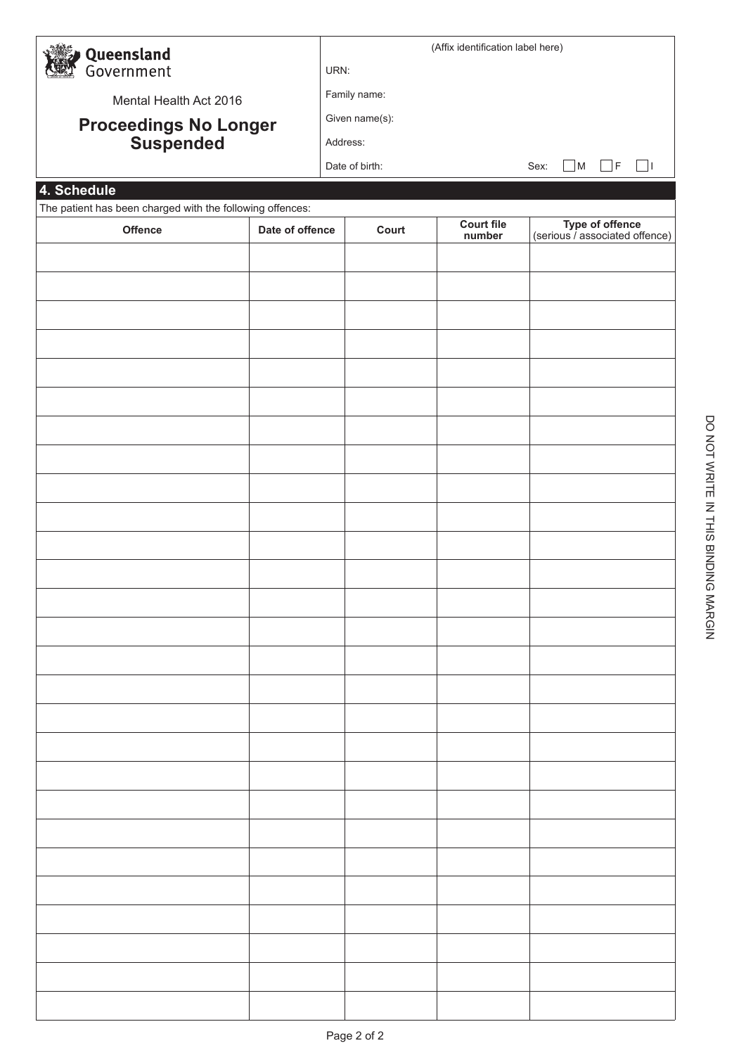Queensland Government

Mental Health Act 2016

## Proceedings No Longer Suspended

(Affix identification label here)

URN:

Family name:

Given name(s):

Address:

Date of birth:

Sex: ☐ M ☐ F ☐ I

### 4. Schedule

The patient has been charged with the following offences:

| Offence | Date of offence | Court | Court file number | Type of offence (serious / associated offence) |
|---|---|---|---|---|
| | | | | |
| | | | | |
| | | | | |
| | | | | |
| | | | | |
| | | | | |
| | | | | |
| | | | | |
| | | | | |
| | | | | |
| | | | | |
| | | | | |
| | | | | |
| | | | | |
| | | | | |
| | | | | |
| | | | | |
| | | | | |
| | | | | |
| | | | | |
| | | | | |
| | | | | |
| | | | | |
| | | | | |
| | | | | |
| | | | | |
| | | | | |

DO NOT WRITE IN THIS BINDING MARGIN